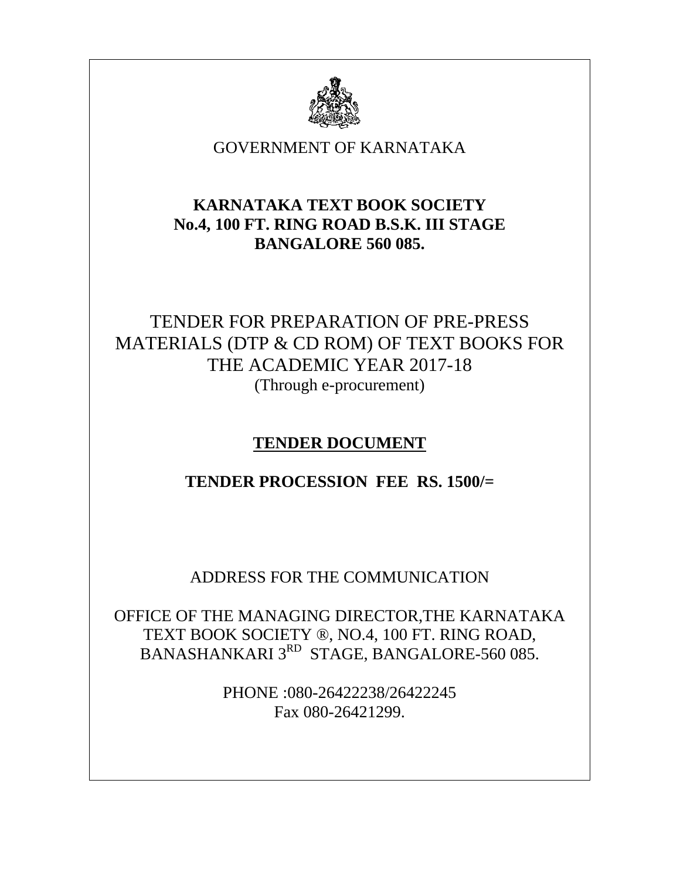GOVERNMENT OF KARNATAKA

**KARNATAKA TEXT BOOK SOCIETY**
**No.4, 100 FT. RING ROAD B.S.K. III STAGE**
**BANGALORE 560 085.**

# TENDER FOR PREPARATION OF PRE-PRESS MATERIALS (DTP & CD ROM) OF TEXT BOOKS FOR THE ACADEMIC YEAR 2017-18

(Through e-procurement)

## **TENDER DOCUMENT**

**TENDER PROCESSION FEE RS. 1500/=**

ADDRESS FOR THE COMMUNICATION

OFFICE OF THE MANAGING DIRECTOR,THE KARNATAKA TEXT BOOK SOCIETY ®, NO.4, 100 FT. RING ROAD, BANASHANKARI 3RD STAGE, BANGALORE-560 085.

PHONE :080-26422238/26422245
Fax 080-26421299.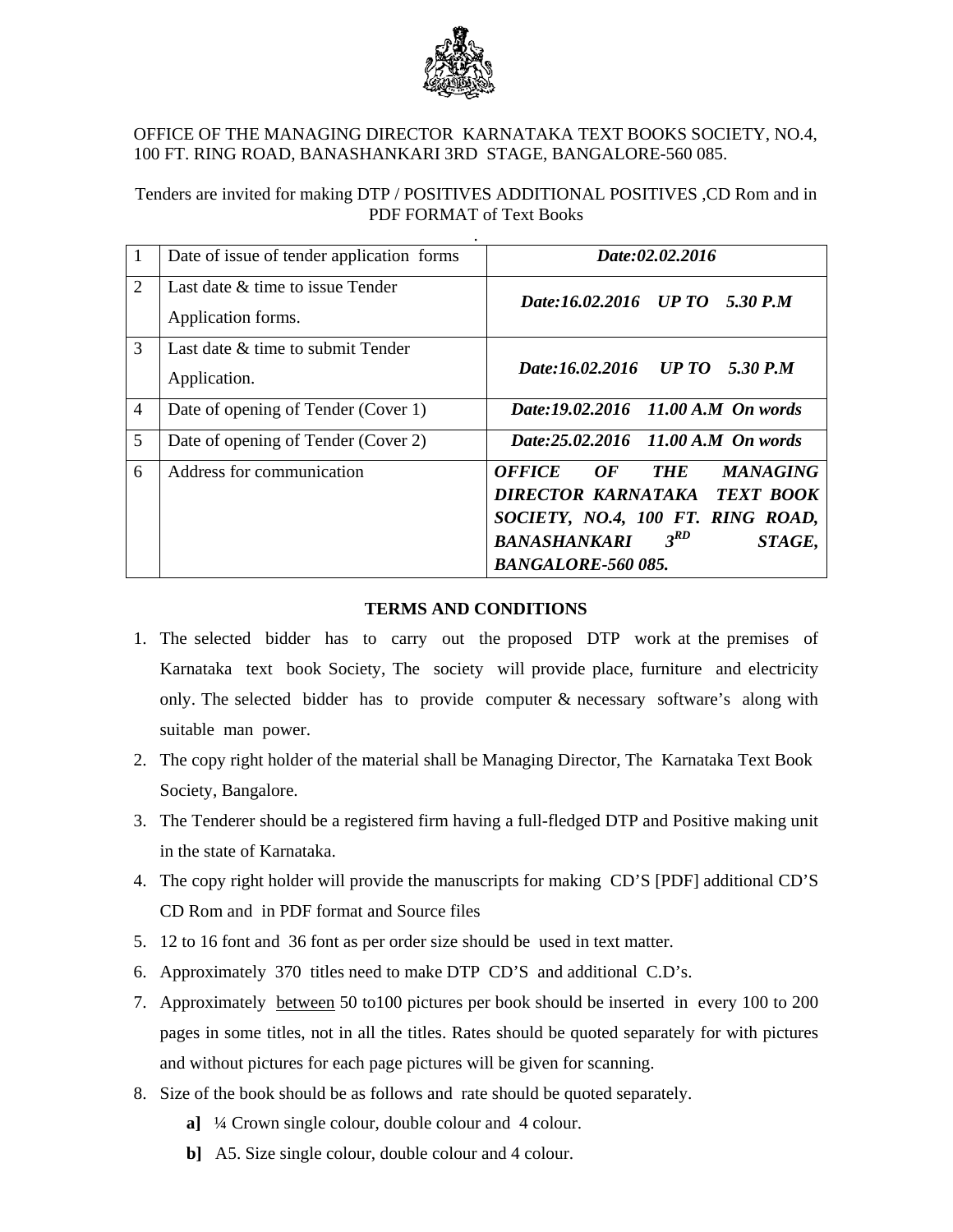OFFICE OF THE MANAGING DIRECTOR KARNATAKA TEXT BOOKS SOCIETY, NO.4, 100 FT. RING ROAD, BANASHANKARI 3RD STAGE, BANGALORE-560 085.

Tenders are invited for making DTP / POSITIVES ADDITIONAL POSITIVES ,CD Rom and in PDF FORMAT of Text Books

| 1 | Date of issue of tender application forms | ***Date:02.02.2016*** |
|---|---|---|
| 2 | Last date & time to issue Tender Application forms. | ***Date:16.02.2016 UP TO 5.30 P.M*** |
| 3 | Last date & time to submit Tender Application. | ***Date:16.02.2016 UP TO 5.30 P.M*** |
| 4 | Date of opening of Tender (Cover 1) | ***Date:19.02.2016 11.00 A.M On words*** |
| 5 | Date of opening of Tender (Cover 2) | ***Date:25.02.2016 11.00 A.M On words*** |
| 6 | Address for communication | ***OFFICE OF THE MANAGING DIRECTOR KARNATAKA TEXT BOOK SOCIETY, NO.4, 100 FT. RING ROAD, BANASHANKARI 3RD STAGE, BANGALORE-560 085.*** |

## TERMS AND CONDITIONS

1. The selected bidder has to carry out the proposed DTP work at the premises of Karnataka text book Society, The society will provide place, furniture and electricity only. The selected bidder has to provide computer & necessary software's along with suitable man power.
2. The copy right holder of the material shall be Managing Director, The Karnataka Text Book Society, Bangalore.
3. The Tenderer should be a registered firm having a full-fledged DTP and Positive making unit in the state of Karnataka.
4. The copy right holder will provide the manuscripts for making CD'S [PDF] additional CD'S CD Rom and in PDF format and Source files
5. 12 to 16 font and 36 font as per order size should be used in text matter.
6. Approximately 370 titles need to make DTP CD'S and additional C.D's.
7. Approximately <u>between</u> 50 to100 pictures per book should be inserted in every 100 to 200 pages in some titles, not in all the titles. Rates should be quoted separately for with pictures and without pictures for each page pictures will be given for scanning.
8. Size of the book should be as follows and rate should be quoted separately.
   - **a]** ¼ Crown single colour, double colour and 4 colour.
   - **b]** A5. Size single colour, double colour and 4 colour.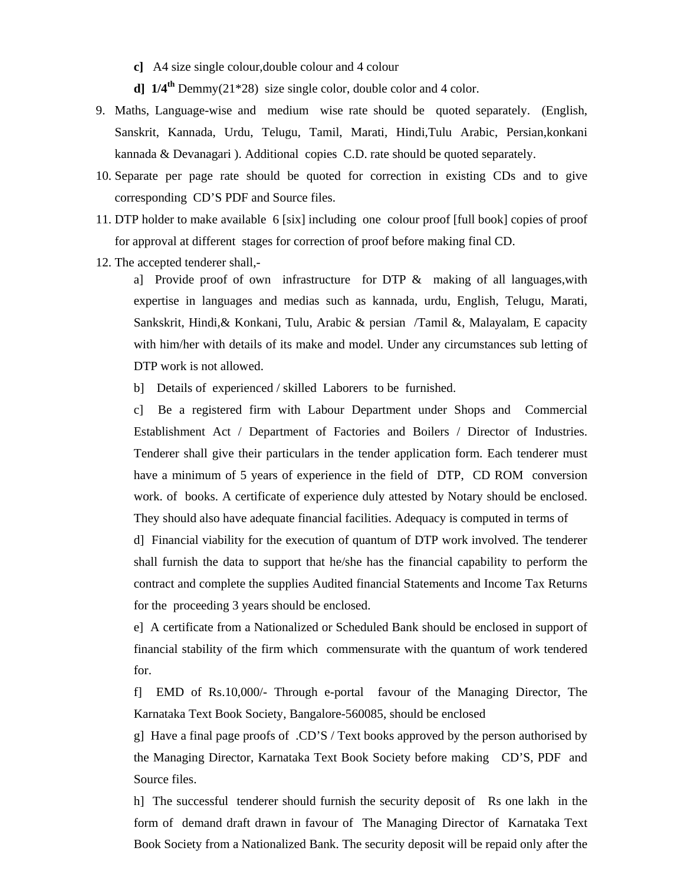**c]** A4 size single colour,double colour and 4 colour

**d] 1/4th** Demmy(21*28) size single color, double color and 4 color.

9. Maths, Language-wise and medium wise rate should be quoted separately. (English, Sanskrit, Kannada, Urdu, Telugu, Tamil, Marati, Hindi,Tulu Arabic, Persian,konkani kannada & Devanagari ). Additional copies C.D. rate should be quoted separately.
10. Separate per page rate should be quoted for correction in existing CDs and to give corresponding CD'S PDF and Source files.
11. DTP holder to make available 6 [six] including one colour proof [full book] copies of proof for approval at different stages for correction of proof before making final CD.
12. The accepted tenderer shall,-

    a] Provide proof of own infrastructure for DTP & making of all languages,with expertise in languages and medias such as kannada, urdu, English, Telugu, Marati, Sankskrit, Hindi,& Konkani, Tulu, Arabic & persian /Tamil &, Malayalam, E capacity with him/her with details of its make and model. Under any circumstances sub letting of DTP work is not allowed.

    b] Details of experienced / skilled Laborers to be furnished.

    c] Be a registered firm with Labour Department under Shops and Commercial Establishment Act / Department of Factories and Boilers / Director of Industries. Tenderer shall give their particulars in the tender application form. Each tenderer must have a minimum of 5 years of experience in the field of DTP, CD ROM conversion work. of books. A certificate of experience duly attested by Notary should be enclosed. They should also have adequate financial facilities. Adequacy is computed in terms of

    d] Financial viability for the execution of quantum of DTP work involved. The tenderer shall furnish the data to support that he/she has the financial capability to perform the contract and complete the supplies Audited financial Statements and Income Tax Returns for the proceeding 3 years should be enclosed.

    e] A certificate from a Nationalized or Scheduled Bank should be enclosed in support of financial stability of the firm which commensurate with the quantum of work tendered for.

    f] EMD of Rs.10,000/- Through e-portal favour of the Managing Director, The Karnataka Text Book Society, Bangalore-560085, should be enclosed

    g] Have a final page proofs of .CD'S / Text books approved by the person authorised by the Managing Director, Karnataka Text Book Society before making CD'S, PDF and Source files.

    h] The successful tenderer should furnish the security deposit of Rs one lakh in the form of demand draft drawn in favour of The Managing Director of Karnataka Text Book Society from a Nationalized Bank. The security deposit will be repaid only after the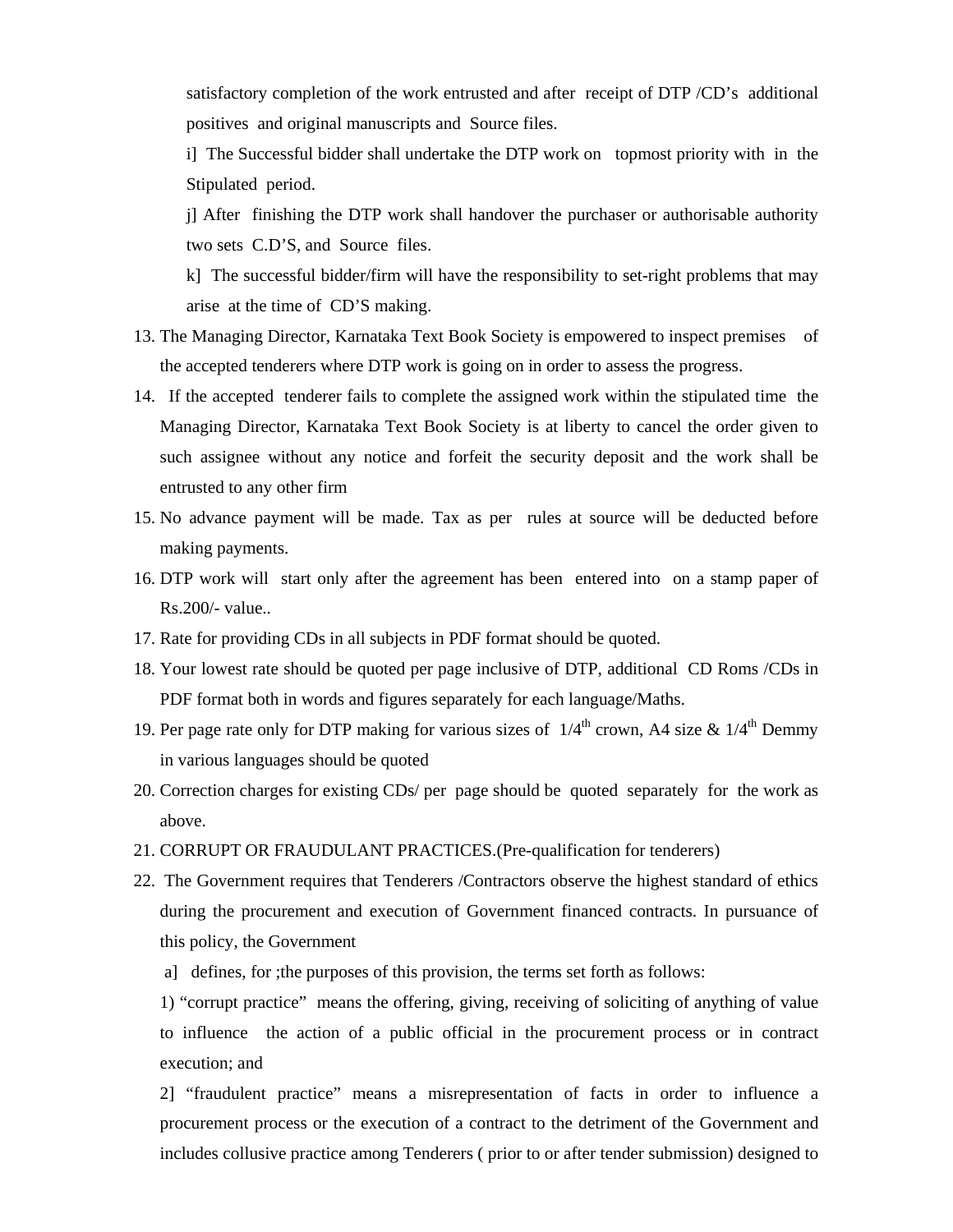satisfactory completion of the work entrusted and after receipt of DTP /CD's additional positives and original manuscripts and Source files.

i] The Successful bidder shall undertake the DTP work on topmost priority with in the Stipulated period.

j] After finishing the DTP work shall handover the purchaser or authorisable authority two sets C.D'S, and Source files.

k] The successful bidder/firm will have the responsibility to set-right problems that may arise at the time of CD'S making.

13. The Managing Director, Karnataka Text Book Society is empowered to inspect premises of the accepted tenderers where DTP work is going on in order to assess the progress.
14. If the accepted tenderer fails to complete the assigned work within the stipulated time the Managing Director, Karnataka Text Book Society is at liberty to cancel the order given to such assignee without any notice and forfeit the security deposit and the work shall be entrusted to any other firm
15. No advance payment will be made. Tax as per rules at source will be deducted before making payments.
16. DTP work will start only after the agreement has been entered into on a stamp paper of Rs.200/- value..
17. Rate for providing CDs in all subjects in PDF format should be quoted.
18. Your lowest rate should be quoted per page inclusive of DTP, additional CD Roms /CDs in PDF format both in words and figures separately for each language/Maths.
19. Per page rate only for DTP making for various sizes of 1/4th crown, A4 size & 1/4th Demmy in various languages should be quoted
20. Correction charges for existing CDs/ per page should be quoted separately for the work as above.
21. CORRUPT OR FRAUDULANT PRACTICES.(Pre-qualification for tenderers)
22. The Government requires that Tenderers /Contractors observe the highest standard of ethics during the procurement and execution of Government financed contracts. In pursuance of this policy, the Government

    a] defines, for ;the purposes of this provision, the terms set forth as follows:

    1) "corrupt practice" means the offering, giving, receiving of soliciting of anything of value to influence the action of a public official in the procurement process or in contract execution; and

    2] "fraudulent practice" means a misrepresentation of facts in order to influence a procurement process or the execution of a contract to the detriment of the Government and includes collusive practice among Tenderers ( prior to or after tender submission) designed to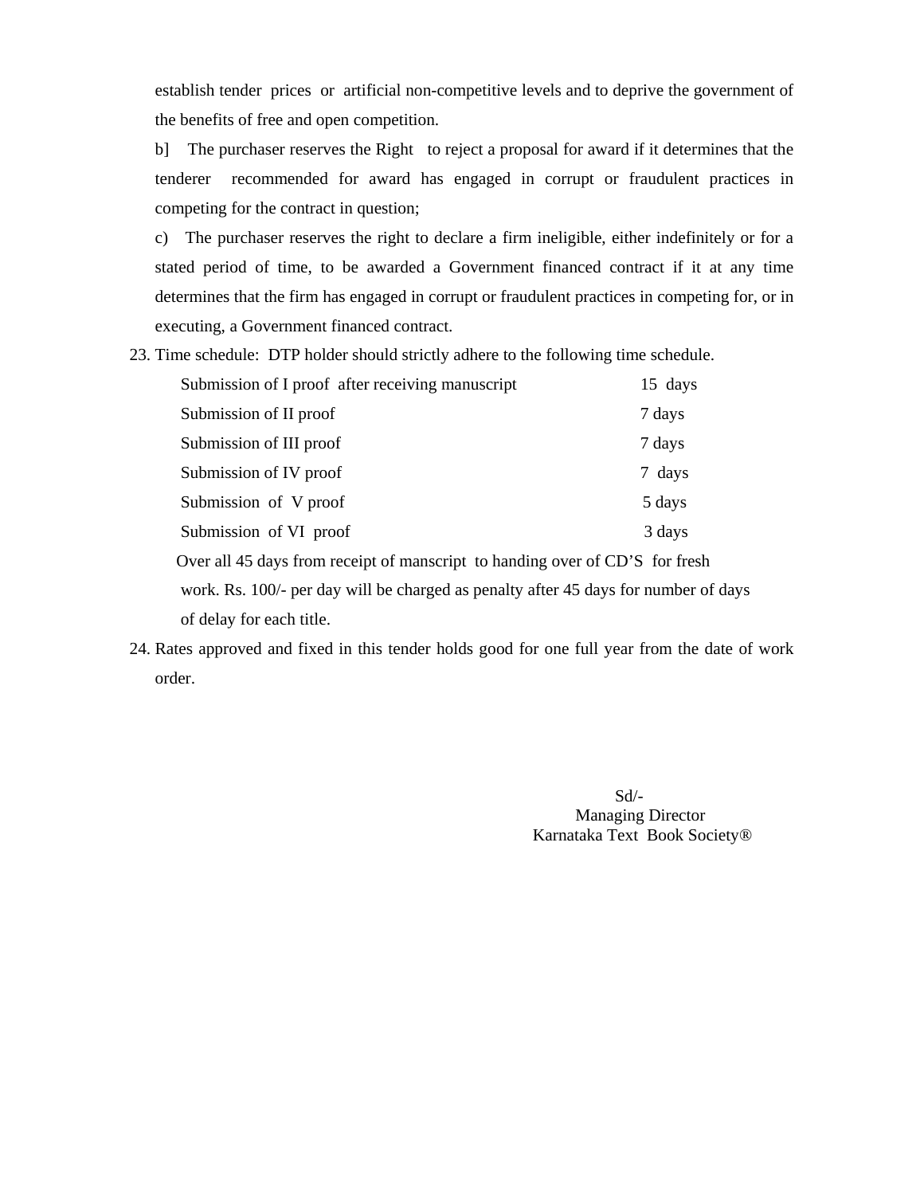establish tender prices or artificial non-competitive levels and to deprive the government of the benefits of free and open competition.

b] The purchaser reserves the Right to reject a proposal for award if it determines that the tenderer recommended for award has engaged in corrupt or fraudulent practices in competing for the contract in question;

c) The purchaser reserves the right to declare a firm ineligible, either indefinitely or for a stated period of time, to be awarded a Government financed contract if it at any time determines that the firm has engaged in corrupt or fraudulent practices in competing for, or in executing, a Government financed contract.

23. Time schedule: DTP holder should strictly adhere to the following time schedule.

| | |
|---|---|
| Submission of I proof after receiving manuscript | 15 days |
| Submission of II proof | 7 days |
| Submission of III proof | 7 days |
| Submission of IV proof | 7 days |
| Submission of V proof | 5 days |
| Submission of VI proof | 3 days |

Over all 45 days from receipt of manscript to handing over of CD'S for fresh work. Rs. 100/- per day will be charged as penalty after 45 days for number of days of delay for each title.

24. Rates approved and fixed in this tender holds good for one full year from the date of work order.

Sd/-
Managing Director
Karnataka Text Book Society®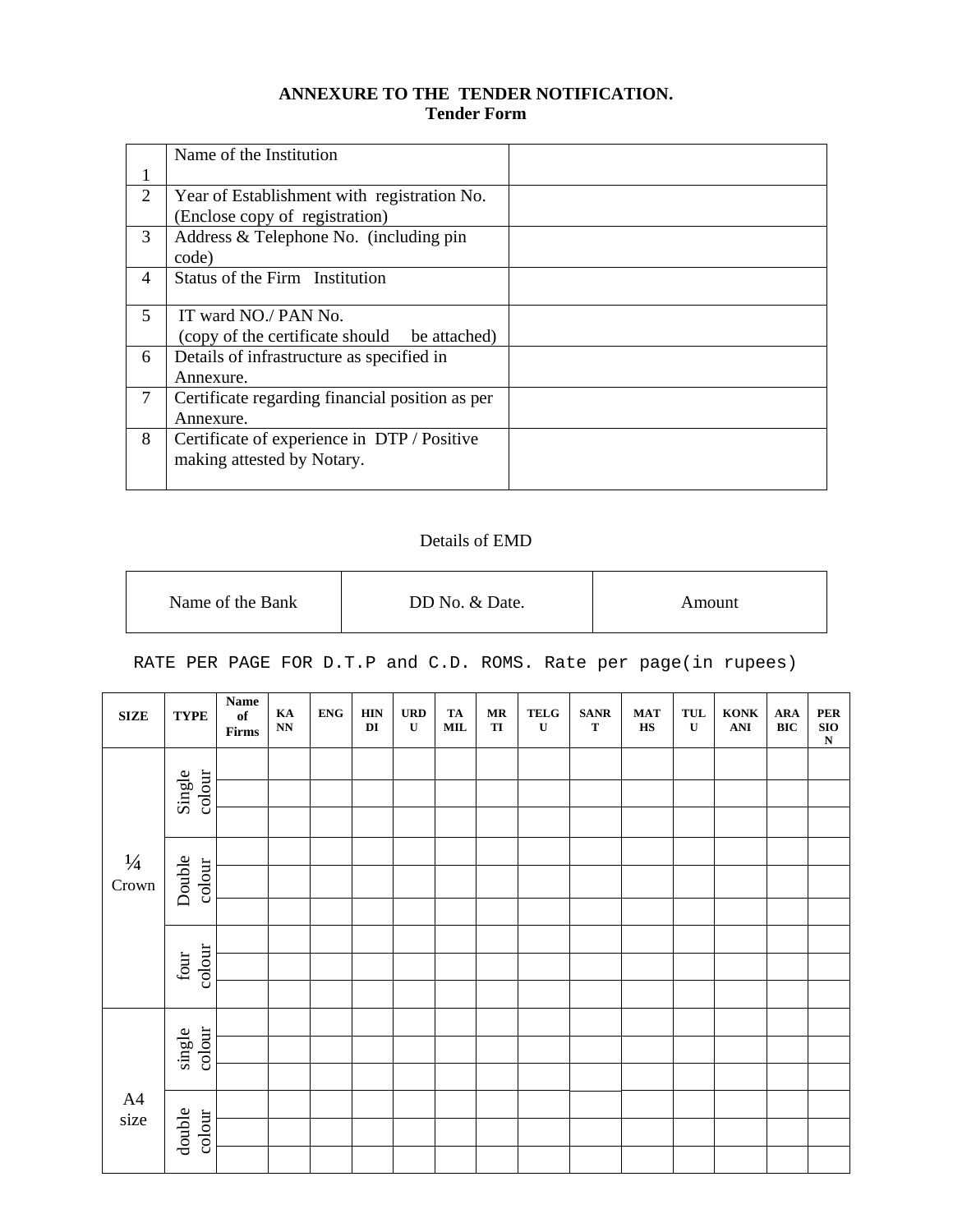**ANNEXURE TO THE TENDER NOTIFICATION.**
**Tender Form**

| | | |
|---|---|---|
| 1 | Name of the Institution | |
| 2 | Year of Establishment with registration No. (Enclose copy of registration) | |
| 3 | Address & Telephone No. (including pin code) | |
| 4 | Status of the Firm Institution | |
| 5 | IT ward NO./ PAN No. (copy of the certificate should be attached) | |
| 6 | Details of infrastructure as specified in Annexure. | |
| 7 | Certificate regarding financial position as per Annexure. | |
| 8 | Certificate of experience in DTP / Positive making attested by Notary. | |

Details of EMD

| Name of the Bank | DD No. & Date. | Amount |
|---|---|---|
| | | |

RATE PER PAGE FOR D.T.P and C.D. ROMS. Rate per page(in rupees)

| SIZE | TYPE | Name of Firms | KANN | ENG | HINDI | URDU | TAMIL | MRTI | TELGU | SANRT | MATHS | TULU | KONKANI | ARABIC | PERSION |
|---|---|---|---|---|---|---|---|---|---|---|---|---|---|---|---|
| ¼ Crown | Single colour | | | | | | | | | | | | | | |
| | | | | | | | | | | | | | | | |
| | | | | | | | | | | | | | | | |
| | Double colour | | | | | | | | | | | | | | |
| | | | | | | | | | | | | | | | |
| | | | | | | | | | | | | | | | |
| | four colour | | | | | | | | | | | | | | |
| | | | | | | | | | | | | | | | |
| | | | | | | | | | | | | | | | |
| A4 size | single colour | | | | | | | | | | | | | | |
| | | | | | | | | | | | | | | | |
| | | | | | | | | | | | | | | | |
| | double colour | | | | | | | | | | | | | | |
| | | | | | | | | | | | | | | | |
| | | | | | | | | | | | | | | | |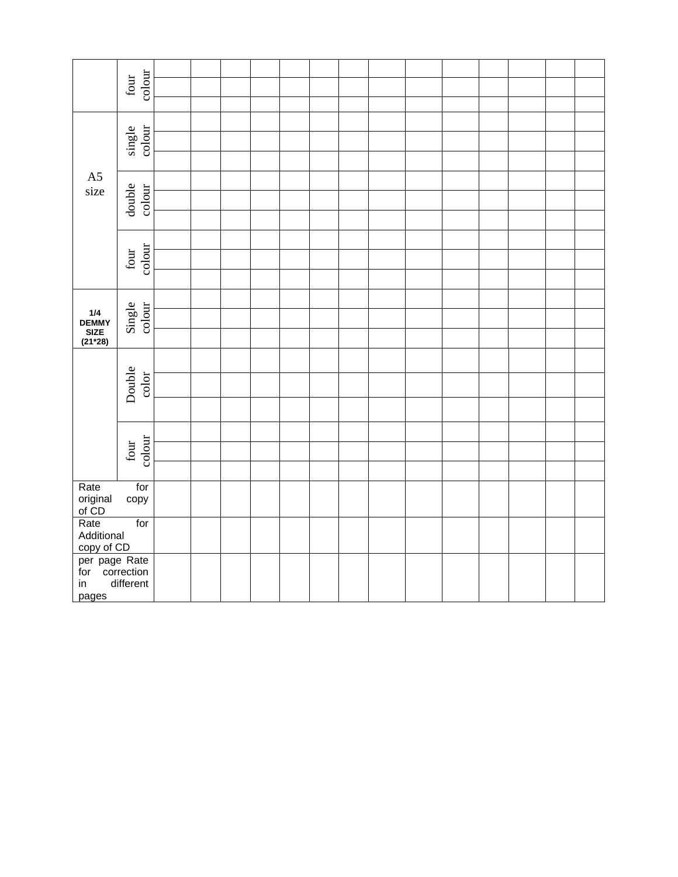| | | | | | | | | | | | | | | | |
|---|---|---|---|---|---|---|---|---|---|---|---|---|---|---|---|
| | four colour | | | | | | | | | | | | | | |
| | | | | | | | | | | | | | | | |
| | | | | | | | | | | | | | | | |
| A5 size | single colour | | | | | | | | | | | | | | |
| | | | | | | | | | | | | | | | |
| | | | | | | | | | | | | | | | |
| | double colour | | | | | | | | | | | | | | |
| | | | | | | | | | | | | | | | |
| | | | | | | | | | | | | | | | |
| | four colour | | | | | | | | | | | | | | |
| | | | | | | | | | | | | | | | |
| | | | | | | | | | | | | | | | |
| **1/4 DEMMY SIZE (21*28)** | Single colour | | | | | | | | | | | | | | |
| | | | | | | | | | | | | | | | |
| | | | | | | | | | | | | | | | |
| | Double color | | | | | | | | | | | | | | |
| | | | | | | | | | | | | | | | |
| | | | | | | | | | | | | | | | |
| | four colour | | | | | | | | | | | | | | |
| | | | | | | | | | | | | | | | |
| | | | | | | | | | | | | | | | |
| Rate for original copy of CD | | | | | | | | | | | | | | | |
| Rate for Additional copy of CD | | | | | | | | | | | | | | | |
| per page Rate for correction in different pages | | | | | | | | | | | | | | | |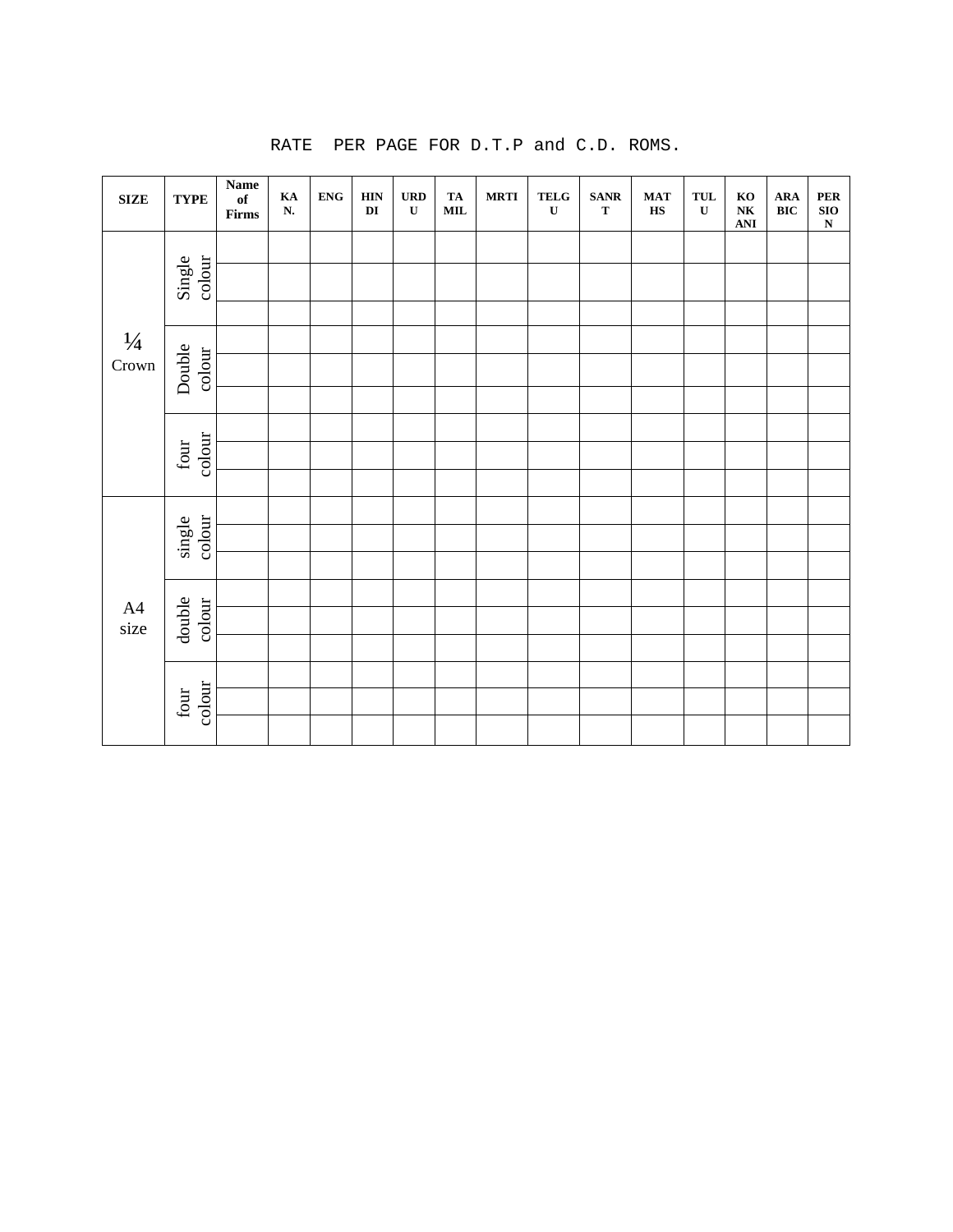RATE PER PAGE FOR D.T.P and C.D. ROMS.

| SIZE | TYPE | Name of Firms | KAN. | ENG | HINDI | URDU | TAMIL | MRTI | TELGU | SANRT | MATHS | TULU | KONKANI | ARABIC | PERSION |
|---|---|---|---|---|---|---|---|---|---|---|---|---|---|---|---|
| ¼ Crown | Single colour | | | | | | | | | | | | | | |
| | | | | | | | | | | | | | | | |
| | | | | | | | | | | | | | | | |
| | Double colour | | | | | | | | | | | | | | |
| | | | | | | | | | | | | | | | |
| | | | | | | | | | | | | | | | |
| | four colour | | | | | | | | | | | | | | |
| | | | | | | | | | | | | | | | |
| | | | | | | | | | | | | | | | |
| A4 size | single colour | | | | | | | | | | | | | | |
| | | | | | | | | | | | | | | | |
| | | | | | | | | | | | | | | | |
| | double colour | | | | | | | | | | | | | | |
| | | | | | | | | | | | | | | | |
| | | | | | | | | | | | | | | | |
| | four colour | | | | | | | | | | | | | | |
| | | | | | | | | | | | | | | | |
| | | | | | | | | | | | | | | | |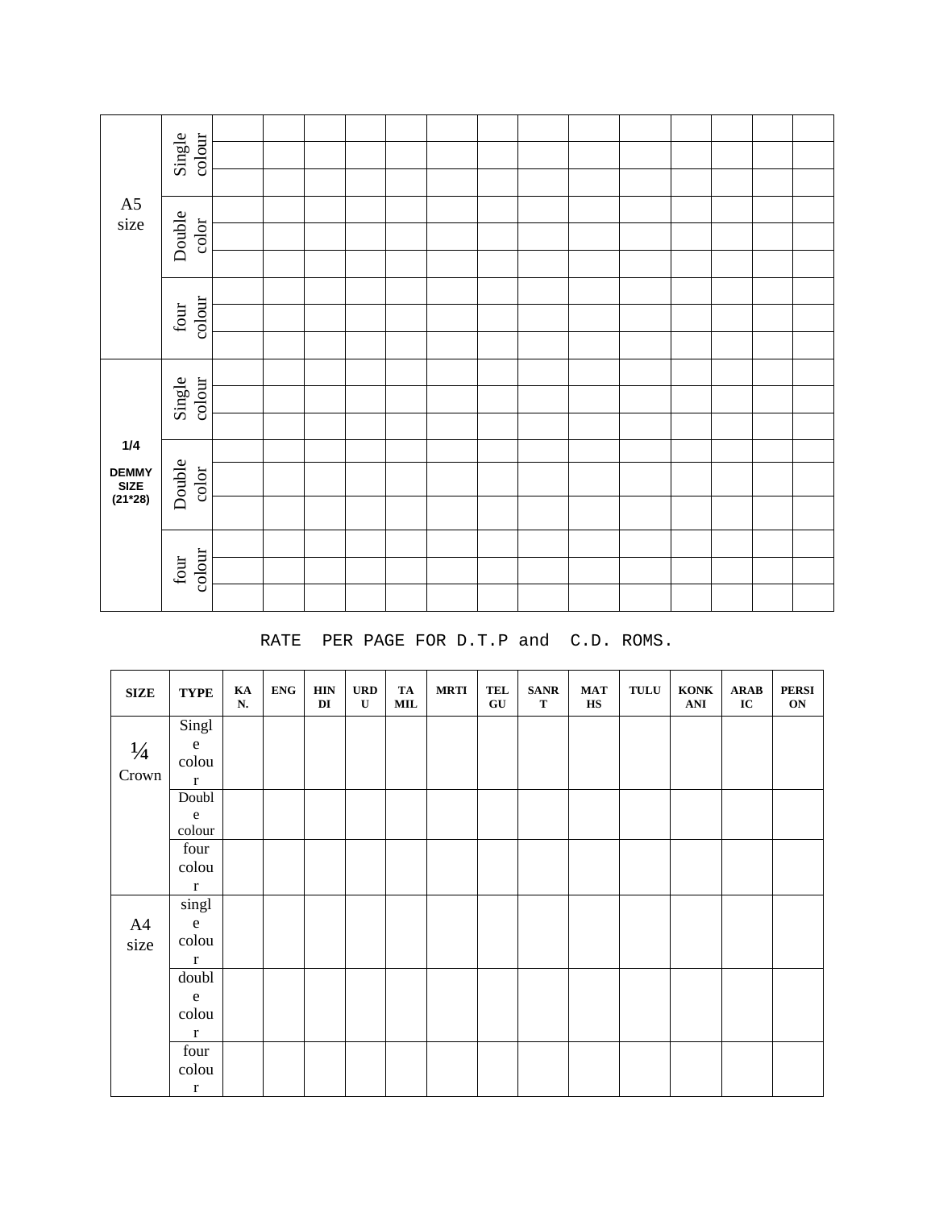| | | | | | | | | | | | | | | | | |
|---|---|---|---|---|---|---|---|---|---|---|---|---|---|---|---|---|
| A5 size | Single colour | | | | | | | | | | | | | | | |
| | | | | | | | | | | | | | | | | |
| | | | | | | | | | | | | | | | | |
| | Double color | | | | | | | | | | | | | | | |
| | | | | | | | | | | | | | | | | |
| | | | | | | | | | | | | | | | | |
| | four colour | | | | | | | | | | | | | | | |
| | | | | | | | | | | | | | | | | |
| | | | | | | | | | | | | | | | | |
| **1/4 DEMMY SIZE (21*28)** | Single colour | | | | | | | | | | | | | | | |
| | | | | | | | | | | | | | | | | |
| | | | | | | | | | | | | | | | | |
| | Double color | | | | | | | | | | | | | | | |
| | | | | | | | | | | | | | | | | |
| | | | | | | | | | | | | | | | | |
| | four colour | | | | | | | | | | | | | | | |
| | | | | | | | | | | | | | | | | |
| | | | | | | | | | | | | | | | | |

RATE PER PAGE FOR D.T.P and C.D. ROMS.

| SIZE | TYPE | KAN. | ENG | HINDI | URDU | TAMIL | MRTI | TELGU | SANRT | MATHS | TULU | KONKANI | ARABIC | PERSION |
|---|---|---|---|---|---|---|---|---|---|---|---|---|---|---|
| ¼ Crown | Single colour | | | | | | | | | | | | | |
| | Double colour | | | | | | | | | | | | | |
| | four colour | | | | | | | | | | | | | |
| A4 size | single colour | | | | | | | | | | | | | |
| | double colour | | | | | | | | | | | | | |
| | four colour | | | | | | | | | | | | | |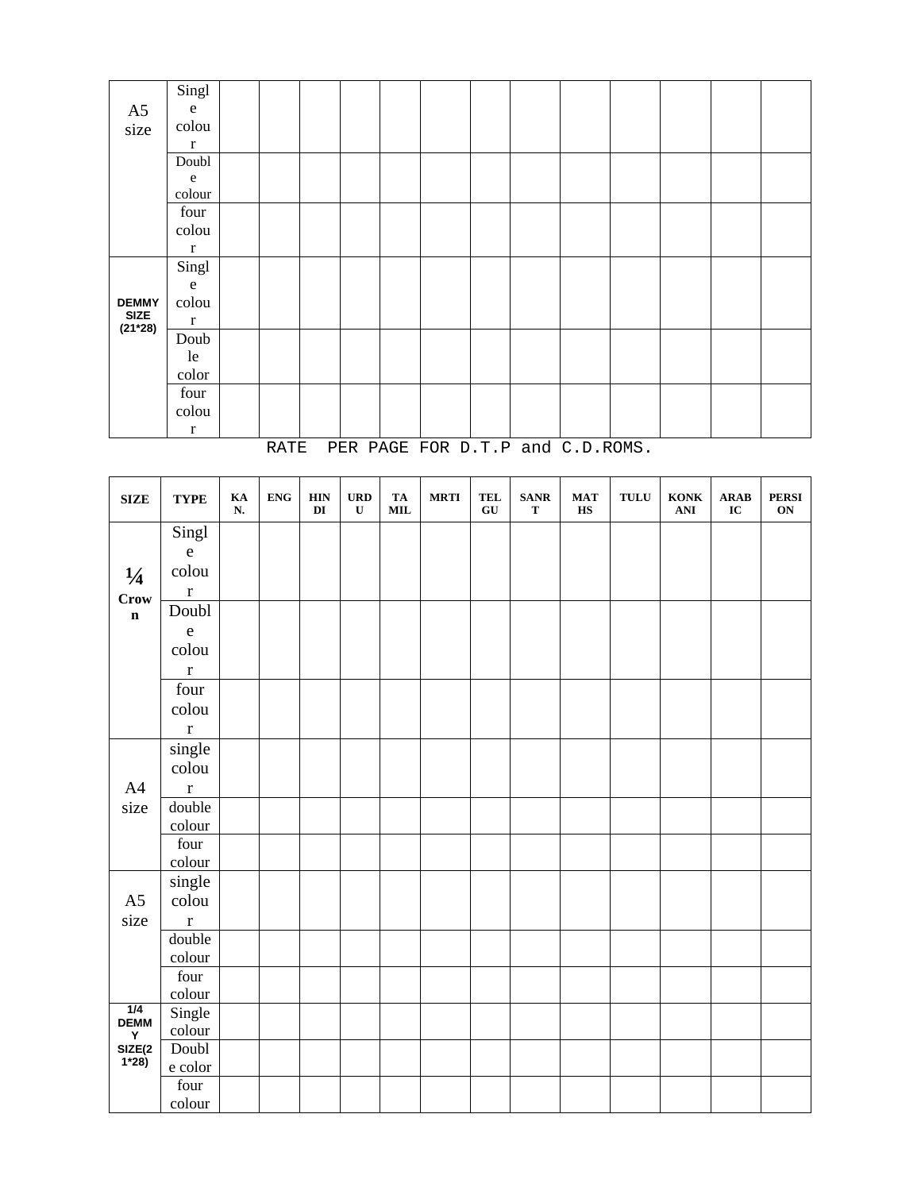| | | | | | | | | | | | | | | |
|---|---|---|---|---|---|---|---|---|---|---|---|---|---|---|
| A5 size | Single colour | | | | | | | | | | | | | |
| | Double colour | | | | | | | | | | | | | |
| | four colour | | | | | | | | | | | | | |
| DEMMY SIZE (21*28) | Single colour | | | | | | | | | | | | | |
| | Double color | | | | | | | | | | | | | |
| | four colour | | | | | | | | | | | | | |

RATE PER PAGE FOR D.T.P and C.D.ROMS.

| SIZE | TYPE | KAN. | ENG | HINDI | URDU | TAMIL | MRTI | TELGU | SANRT | MATHS | TULU | KONKANI | ARABIC | PERSION |
|---|---|---|---|---|---|---|---|---|---|---|---|---|---|---|
| ¼ Crown | Single colour | | | | | | | | | | | | | |
| | Double colour | | | | | | | | | | | | | |
| | four colour | | | | | | | | | | | | | |
| A4 size | single colour | | | | | | | | | | | | | |
| | double colour | | | | | | | | | | | | | |
| | four colour | | | | | | | | | | | | | |
| A5 size | single colour | | | | | | | | | | | | | |
| | double colour | | | | | | | | | | | | | |
| | four colour | | | | | | | | | | | | | |
| 1/4 DEMMY SIZE(21*28) | Single colour | | | | | | | | | | | | | |
| | Double color | | | | | | | | | | | | | |
| | four colour | | | | | | | | | | | | | |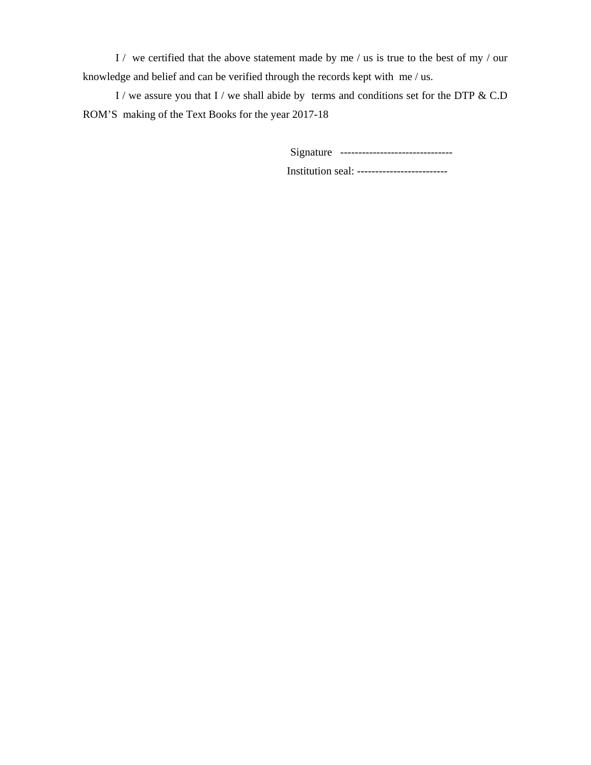I / we certified that the above statement made by me / us is true to the best of my / our knowledge and belief and can be verified through the records kept with me / us.

I / we assure you that I / we shall abide by terms and conditions set for the DTP & C.D ROM'S making of the Text Books for the year 2017-18

Signature -------------------------------

Institution seal: -------------------------